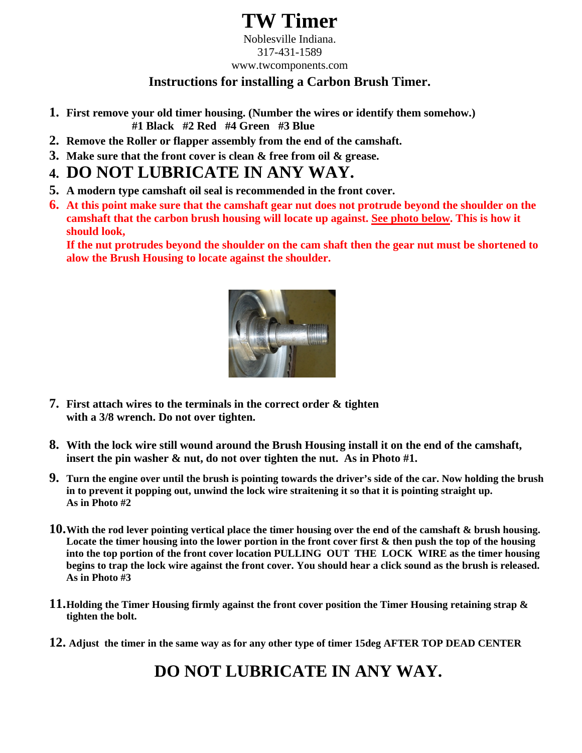# TW Timer

Noblesville Indiana.
317-431-1589
www.twcomponents.com

## Instructions for installing a Carbon Brush Timer.

1. **First remove your old timer housing. (Number the wires or identify them somehow.)**
   **#1 Black #2 Red #4 Green #3 Blue**
2. **Remove the Roller or flapper assembly from the end of the camshaft.**
3. **Make sure that the front cover is clean & free from oil & grease.**
4. **DO NOT LUBRICATE IN ANY WAY.**
5. **A modern type camshaft oil seal is recommended in the front cover.**
6. **At this point make sure that the camshaft gear nut does not protrude beyond the shoulder on the camshaft that the carbon brush housing will locate up against. See photo below. This is how it should look,**
   **If the nut protrudes beyond the shoulder on the cam shaft then the gear nut must be shortened to alow the Brush Housing to locate against the shoulder.**
7. **First attach wires to the terminals in the correct order & tighten with a 3/8 wrench. Do not over tighten.**
8. **With the lock wire still wound around the Brush Housing install it on the end of the camshaft, insert the pin washer & nut, do not over tighten the nut. As in Photo #1.**
9. **Turn the engine over until the brush is pointing towards the driver's side of the car. Now holding the brush in to prevent it popping out, unwind the lock wire straitening it so that it is pointing straight up. As in Photo #2**
10. **With the rod lever pointing vertical place the timer housing over the end of the camshaft & brush housing. Locate the timer housing into the lower portion in the front cover first & then push the top of the housing into the top portion of the front cover location PULLING OUT THE LOCK WIRE as the timer housing begins to trap the lock wire against the front cover. You should hear a click sound as the brush is released. As in Photo #3**
11. **Holding the Timer Housing firmly against the front cover position the Timer Housing retaining strap & tighten the bolt.**
12. **Adjust the timer in the same way as for any other type of timer 15deg AFTER TOP DEAD CENTER**

## DO NOT LUBRICATE IN ANY WAY.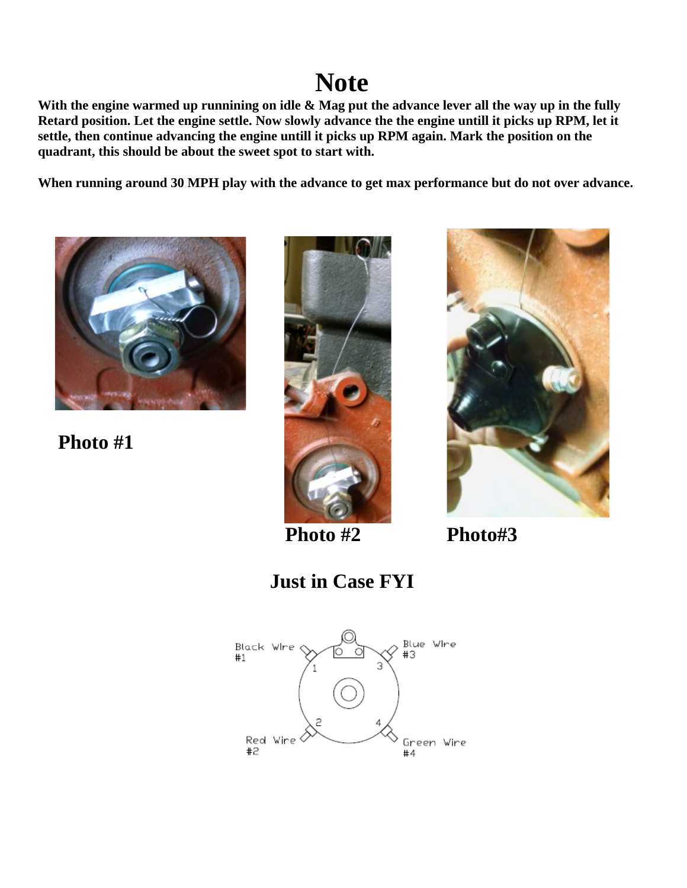# Note

**With the engine warmed up running on idle & Mag put the advance lever all the way up in the fully Retard position. Let the engine settle. Now slowly advance the the engine untill it picks up RPM, let it settle, then continue advancing the engine untill it picks up RPM again. Mark the position on the quadrant, this should be about the sweet spot to start with.**

**When running around 30 MPH play with the advance to get max performance but do not over advance.**

**Photo #1**

**Photo #2**

**Photo#3**

## Just in Case FYI

Black Wire
#1

Blue Wire
#3

Red Wire
#2

Green Wire
#4

1
3
2
4